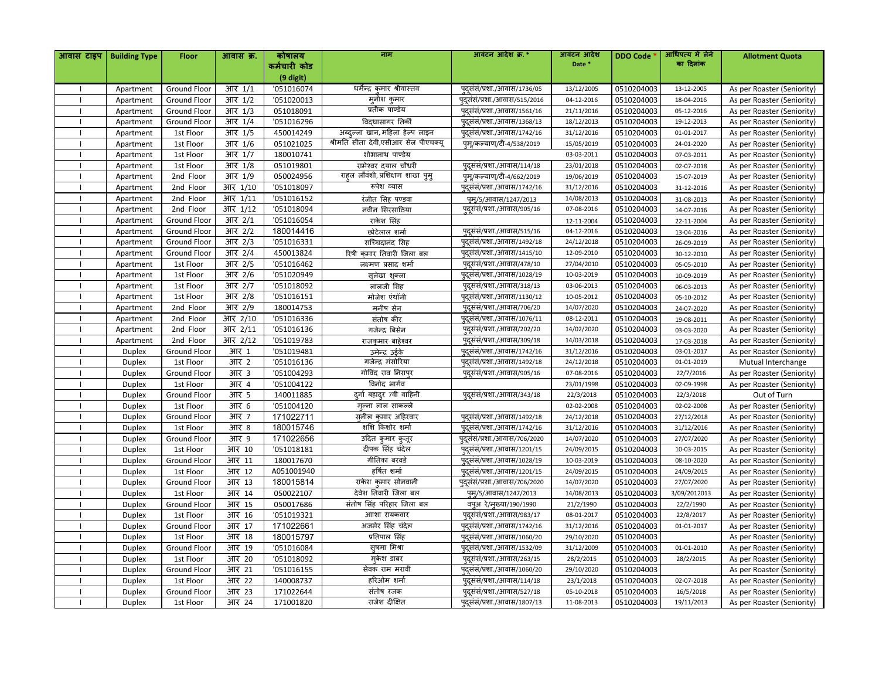| आवास टाइप | Building Type | Floor | आवास क्र. | कोषालय कर्मचारी कोड (9 digit) | नाम | आवंटन आदेश क्र. * | आवंटन आदेश Date * | DDO Code * | आधिपत्य में लेने का दिनांक | Allotment Quota |
|---|---|---|---|---|---|---|---|---|---|---|
| I | Apartment | Ground Floor | आर 1/1 | '051016074 | धर्मेन्द्र कुमार श्रीवास्तव | पुदूसंस/प्रशा./आवास/1736/05 | 13/12/2005 | 0510204003 | 13-12-2005 | As per Roaster (Seniority) |
| I | Apartment | Ground Floor | आर 1/2 | '051020013 | मुनीश कुमार | पुदूसंस/प्रशा./आवास/515/2016 | 04-12-2016 | 0510204003 | 18-04-2016 | As per Roaster (Seniority) |
| I | Apartment | Ground Floor | आर 1/3 | 051018091 | प्रतीक पाण्डेय | पुदूसंस/प्रशा./आवास/1561/16 | 21/11/2016 | 0510204003 | 05-12-2016 | As per Roaster (Seniority) |
| I | Apartment | Ground Floor | आर 1/4 | '051016296 | विद्यासागर तिर्की | पुदूसंस/प्रशा./आवास/1368/13 | 18/12/2013 | 0510204003 | 19-12-2013 | As per Roaster (Seniority) |
| I | Apartment | 1st Floor | आर 1/5 | 450014249 | अब्दुल्ला खान, महिला हेल्प लाइन | पुदूसंस/प्रशा./आवास/1742/16 | 31/12/2016 | 0510204003 | 01-01-2017 | As per Roaster (Seniority) |
| I | Apartment | 1st Floor | आर 1/6 | 051021025 | श्रीमति सीता देवी,एसीआर सेल पीएचक्यू | पुमु/कल्याण/टी-4/538/2019 | 15/05/2019 | 0510204003 | 24-01-2020 | As per Roaster (Seniority) |
| I | Apartment | 1st Floor | आर 1/7 | 180010741 | शोभानाथ पाण्डेय |  | 03-03-2011 | 0510204003 | 07-03-2011 | As per Roaster (Seniority) |
| I | Apartment | 1st Floor | आर 1/8 | 051019801 | रामेश्वर दयाल चौधरी | पुदूसंस/प्रशा./आवास/114/18 | 23/01/2018 | 0510204003 | 02-07-2018 | As per Roaster (Seniority) |
| I | Apartment | 2nd Floor | आर 1/9 | 050024956 | राहुल लौंवशी, प्रशिक्षण शाखा पुमु | पुमु/कल्याण/टी-4/662/2019 | 19/06/2019 | 0510204003 | 15-07-2019 | As per Roaster (Seniority) |
| I | Apartment | 2nd Floor | आर 1/10 | '051018097 | रूपेश व्यास | पुदूसंस/प्रशा./आवास/1742/16 | 31/12/2016 | 0510204003 | 31-12-2016 | As per Roaster (Seniority) |
| I | Apartment | 2nd Floor | आर 1/11 | '051016152 | रंजीत सिंह पण्डवा | पुमु/5/आवास/1247/2013 | 14/08/2013 | 0510204003 | 31-08-2013 | As per Roaster (Seniority) |
| I | Apartment | 2nd Floor | आर 1/12 | '051018094 | नवीन सिरसाठिया | पुदूसंस/प्रशा./आवास/905/16 | 07-08-2016 | 0510204003 | 14-07-2016 | As per Roaster (Seniority) |
| I | Apartment | Ground Floor | आर 2/1 | '051016054 | राकेश सिंह |  | 12-11-2004 | 0510204003 | 22-11-2004 | As per Roaster (Seniority) |
| I | Apartment | Ground Floor | आर 2/2 | 180014416 | छोटेलाल शर्मा | पुदूसंस/प्रशा./आवास/515/16 | 04-12-2016 | 0510204003 | 13-04-2016 | As per Roaster (Seniority) |
| I | Apartment | Ground Floor | आर 2/3 | '051016331 | सच्चिदानंद सिंह | पुदूसंस/प्रशा./आवास/1492/18 | 24/12/2018 | 0510204003 | 26-09-2019 | As per Roaster (Seniority) |
| I | Apartment | Ground Floor | आर 2/4 | 450013824 | रिषी कुमार तिवारी जिला बल | पुदूसंस/प्रशा./आवास/1415/10 | 12-09-2010 | 0510204003 | 30-12-2010 | As per Roaster (Seniority) |
| I | Apartment | 1st Floor | आर 2/5 | '051016462 | लक्ष्मण प्रसाद शर्मा | पुदूसंस/प्रशा./आवास/478/10 | 27/04/2010 | 0510204003 | 05-05-2010 | As per Roaster (Seniority) |
| I | Apartment | 1st Floor | आर 2/6 | '051020949 | सुलेखा शुक्ला | पुदूसंस/प्रशा./आवास/1028/19 | 10-03-2019 | 0510204003 | 10-09-2019 | As per Roaster (Seniority) |
| I | Apartment | 1st Floor | आर 2/7 | '051018092 | लालजी सिंह | पुदूसंस/प्रशा./आवास/318/13 | 03-06-2013 | 0510204003 | 06-03-2013 | As per Roaster (Seniority) |
| I | Apartment | 1st Floor | आर 2/8 | '051016151 | मोजेश एंथोनी | पुदूसंस/प्रशा./आवास/1130/12 | 10-05-2012 | 0510204003 | 05-10-2012 | As per Roaster (Seniority) |
| I | Apartment | 2nd Floor | आर 2/9 | 180014753 | मनीष सेन | पुदूसंस/प्रशा./आवास/706/20 | 14/07/2020 | 0510204003 | 24-07-2020 | As per Roaster (Seniority) |
| I | Apartment | 2nd Floor | आर 2/10 | '051016336 | संतोष कीर | पुदूसंस/प्रशा./आवास/1076/11 | 08-12-2011 | 0510204003 | 19-08-2011 | As per Roaster (Seniority) |
| I | Apartment | 2nd Floor | आर 2/11 | '051016136 | गजेन्द्र बिसेन | पुदूसंस/प्रशा./आवास/202/20 | 14/02/2020 | 0510204003 | 03-03-2020 | As per Roaster (Seniority) |
| I | Apartment | 2nd Floor | आर 2/12 | '051019783 | राजकुमार बाहेश्वर | पुदूसंस/प्रशा./आवास/309/18 | 14/03/2018 | 0510204003 | 17-03-2018 | As per Roaster (Seniority) |
| I | Duplex | Ground Floor | आर 1 | '051019481 | उमेन्द्र उईके | पुदूसंस/प्रशा./आवास/1742/16 | 31/12/2016 | 0510204003 | 03-01-2017 | As per Roaster (Seniority) |
| I | Duplex | 1st Floor | आर 2 | '051016136 | गजेन्द्र मंसोरिया | पुदूसंस/प्रशा./आवास/1492/18 | 24/12/2018 | 0510204003 | 01-01-2019 | Mutual Interchange |
| I | Duplex | Ground Floor | आर 3 | '051004293 | गोविंद राव निरापुर | पुदूसंस/प्रशा./आवास/905/16 | 07-08-2016 | 0510204003 | 22/7/2016 | As per Roaster (Seniority) |
| I | Duplex | 1st Floor | आर 4 | '051004122 | विनोद भार्गव |  | 23/01/1998 | 0510204003 | 02-09-1998 | As per Roaster (Seniority) |
| I | Duplex | Ground Floor | आर 5 | 140011885 | दुर्गा बहादुर 7वी वाहिनी | पुदूसंस/प्रशा./आवास/343/18 | 22/3/2018 | 0510204003 | 22/3/2018 | Out of Turn |
| I | Duplex | 1st Floor | आर 6 | '051004120 | मुन्ना लाल साकल्ले |  | 02-02-2008 | 0510204003 | 02-02-2008 | As per Roaster (Seniority) |
| I | Duplex | Ground Floor | आर 7 | 171022711 | सुनील कुमार अहिरवार | पुदूसंस/प्रशा./आवास/1492/18 | 24/12/2018 | 0510204003 | 27/12/2018 | As per Roaster (Seniority) |
| I | Duplex | 1st Floor | आर 8 | 180015746 | शशि किशोर शर्मा | पुदूसंस/प्रशा./आवास/1742/16 | 31/12/2016 | 0510204003 | 31/12/2016 | As per Roaster (Seniority) |
| I | Duplex | Ground Floor | आर 9 | 171022656 | उदित कुमार कुजूर | पुदूसंस/प्रशा./आवास/706/2020 | 14/07/2020 | 0510204003 | 27/07/2020 | As per Roaster (Seniority) |
| I | Duplex | 1st Floor | आर 10 | '051018181 | दीपक सिंह चंदेल | पुदूसंस/प्रशा./आवास/1201/15 | 24/09/2015 | 0510204003 | 10-03-2015 | As per Roaster (Seniority) |
| I | Duplex | Ground Floor | आर 11 | 180017670 | गीतिका बरवडे | पुदूसंस/प्रशा./आवास/1028/19 | 10-03-2019 | 0510204003 | 08-10-2020 | As per Roaster (Seniority) |
| I | Duplex | 1st Floor | आर 12 | A051001940 | हर्षित शर्मा | पुदूसंस/प्रशा./आवास/1201/15 | 24/09/2015 | 0510204003 | 24/09/2015 | As per Roaster (Seniority) |
| I | Duplex | Ground Floor | आर 13 | 180015814 | राकेश कुमार सोनवानी | पुदूसंस/प्रशा./आवास/706/2020 | 14/07/2020 | 0510204003 | 27/07/2020 | As per Roaster (Seniority) |
| I | Duplex | 1st Floor | आर 14 | 050022107 | देवेश तिवारी जिला बल | पुमु/5/आवास/1247/2013 | 14/08/2013 | 0510204003 | 3/09/2012013 | As per Roaster (Seniority) |
| I | Duplex | Ground Floor | आर 15 | 050017686 | संतोष सिंह परिहार जिला बल | वपुअ रे/मुख्या/190/1990 | 21/2/1990 | 0510204003 | 22/2/1990 | As per Roaster (Seniority) |
| I | Duplex | 1st Floor | आर 16 | '051019321 | आशा रायकवार | पुदूसंस/प्रशा./आवास/983/17 | 08-01-2017 | 0510204003 | 22/8/2017 | As per Roaster (Seniority) |
| I | Duplex | Ground Floor | आर 17 | 171022661 | अजमेर सिंह चंदेल | पुदूसंस/प्रशा./आवास/1742/16 | 31/12/2016 | 0510204003 | 01-01-2017 | As per Roaster (Seniority) |
| I | Duplex | 1st Floor | आर 18 | 180015797 | प्रतिपाल सिंह | पुदूसंस/प्रशा./आवास/1060/20 | 29/10/2020 | 0510204003 |  | As per Roaster (Seniority) |
| I | Duplex | Ground Floor | आर 19 | '051016084 | सुषमा मिश्रा | पुदूसंस/प्रशा./आवास/1532/09 | 31/12/2009 | 0510204003 | 01-01-2010 | As per Roaster (Seniority) |
| I | Duplex | 1st Floor | आर 20 | '051018092 | मुकेश डाबर | पुदूसंस/प्रशा./आवास/263/15 | 28/2/2015 | 0510204003 | 28/2/2015 | As per Roaster (Seniority) |
| I | Duplex | Ground Floor | आर 21 | '051016155 | सेवक राम मरावी | पुदूसंस/प्रशा./आवास/1060/20 | 29/10/2020 | 0510204003 |  | As per Roaster (Seniority) |
| I | Duplex | 1st Floor | आर 22 | 140008737 | हरिओम शर्मा | पुदूसंस/प्रशा./आवास/114/18 | 23/1/2018 | 0510204003 | 02-07-2018 | As per Roaster (Seniority) |
| I | Duplex | Ground Floor | आर 23 | 171022644 | संतोष रजक | पुदूसंस/प्रशा./आवास/527/18 | 05-10-2018 | 0510204003 | 16/5/2018 | As per Roaster (Seniority) |
| I | Duplex | 1st Floor | आर 24 | 171001820 | राजेश दीक्षित | पुदूसंस/प्रशा./आवास/1807/13 | 11-08-2013 | 0510204003 | 19/11/2013 | As per Roaster (Seniority) |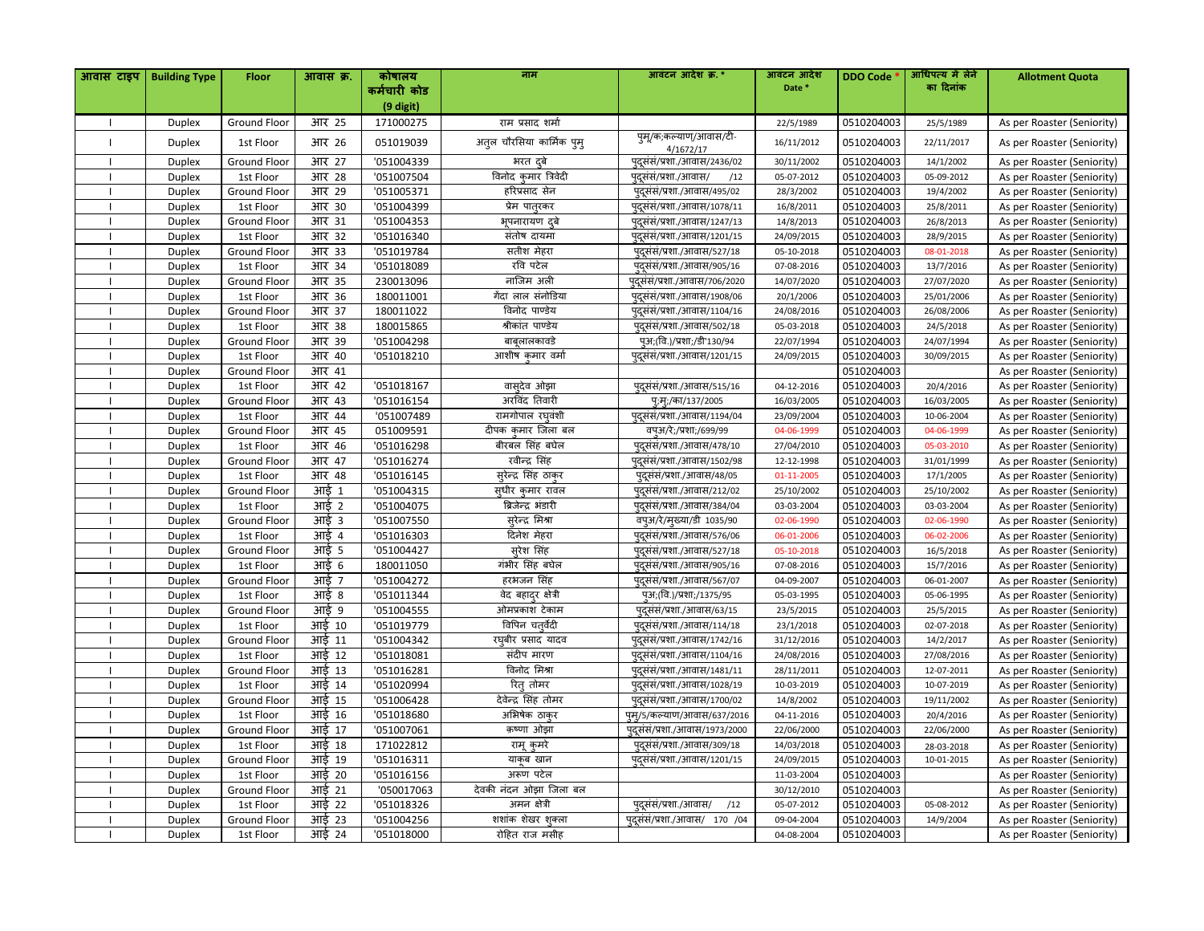| आवास टाइप | Building Type | Floor | आवास क्र. | कोषालय कर्मचारी कोड (9 digit) | नाम | आवटन आदेश क्र. * | आवटन आदेश Date * | DDO Code * | आधिपत्य में लेने का दिनांक | Allotment Quota |
|---|---|---|---|---|---|---|---|---|---|---|
| I | Duplex | Ground Floor | आर 25 | 171000275 | राम प्रसाद शर्मा | | 22/5/1989 | 0510204003 | 25/5/1989 | As per Roaster (Seniority) |
| I | Duplex | 1st Floor | आर 26 | 051019039 | अतुल चौरसिया कार्मिक पुमु | पुमु/क;कल्याण/आवास/टी-4/1672/17 | 16/11/2012 | 0510204003 | 22/11/2017 | As per Roaster (Seniority) |
| I | Duplex | Ground Floor | आर 27 | '051004339 | भरत दुबे | पुदूसंस/प्रशा./आवास/2436/02 | 30/11/2002 | 0510204003 | 14/1/2002 | As per Roaster (Seniority) |
| I | Duplex | 1st Floor | आर 28 | '051007504 | विनोद कुमार त्रिवेदी | पुदूसंस/प्रशा./आवास/ /12 | 05-07-2012 | 0510204003 | 05-09-2012 | As per Roaster (Seniority) |
| I | Duplex | Ground Floor | आर 29 | '051005371 | हरिप्रसाद सेन | पुदूसंस/प्रशा./आवास/495/02 | 28/3/2002 | 0510204003 | 19/4/2002 | As per Roaster (Seniority) |
| I | Duplex | 1st Floor | आर 30 | '051004399 | प्रेम पातुरकर | पुदूसंस/प्रशा./आवास/1078/11 | 16/8/2011 | 0510204003 | 25/8/2011 | As per Roaster (Seniority) |
| I | Duplex | Ground Floor | आर 31 | '051004353 | भूपनारायण दुबे | पुदूसंस/प्रशा./आवास/1247/13 | 14/8/2013 | 0510204003 | 26/8/2013 | As per Roaster (Seniority) |
| I | Duplex | 1st Floor | आर 32 | '051016340 | संतोष दायमा | पुदूसंस/प्रशा./आवास/1201/15 | 24/09/2015 | 0510204003 | 28/9/2015 | As per Roaster (Seniority) |
| I | Duplex | Ground Floor | आर 33 | '051019784 | सतीश मेहरा | पुदूसंस/प्रशा./आवास/527/18 | 05-10-2018 | 0510204003 | 08-01-2018 | As per Roaster (Seniority) |
| I | Duplex | 1st Floor | आर 34 | '051018089 | रवि पटेल | पुदूसंस/प्रशा./आवास/905/16 | 07-08-2016 | 0510204003 | 13/7/2016 | As per Roaster (Seniority) |
| I | Duplex | Ground Floor | आर 35 | 230013096 | नाजिम अली | पुदूसंस/प्रशा./आवास/706/2020 | 14/07/2020 | 0510204003 | 27/07/2020 | As per Roaster (Seniority) |
| I | Duplex | 1st Floor | आर 36 | 180011001 | गेंदा लाल संनोडिया | पुदूसंस/प्रशा./आवास/1908/06 | 20/1/2006 | 0510204003 | 25/01/2006 | As per Roaster (Seniority) |
| I | Duplex | Ground Floor | आर 37 | 180011022 | विनोद पाण्डेय | पुदूसंस/प्रशा./आवास/1104/16 | 24/08/2016 | 0510204003 | 26/08/2006 | As per Roaster (Seniority) |
| I | Duplex | 1st Floor | आर 38 | 180015865 | श्रीकांत पाण्डेय | पुदूसंस/प्रशा./आवास/502/18 | 05-03-2018 | 0510204003 | 24/5/2018 | As per Roaster (Seniority) |
| I | Duplex | Ground Floor | आर 39 | '051004298 | बाबूलालकावडे | पुअ;(वि.)/प्रशा;/डी'130/94 | 22/07/1994 | 0510204003 | 24/07/1994 | As per Roaster (Seniority) |
| I | Duplex | 1st Floor | आर 40 | '051018210 | आशीष कुमार वर्मा | पुदूसंस/प्रशा./आवास/1201/15 | 24/09/2015 | 0510204003 | 30/09/2015 | As per Roaster (Seniority) |
| I | Duplex | Ground Floor | आर 41 | | | | | 0510204003 | | As per Roaster (Seniority) |
| I | Duplex | 1st Floor | आर 42 | '051018167 | वासुदेव ओझा | पुदूसंस/प्रशा./आवास/515/16 | 04-12-2016 | 0510204003 | 20/4/2016 | As per Roaster (Seniority) |
| I | Duplex | Ground Floor | आर 43 | '051016154 | अरविंद तिवारी | पु;मु;/का/137/2005 | 16/03/2005 | 0510204003 | 16/03/2005 | As per Roaster (Seniority) |
| I | Duplex | 1st Floor | आर 44 | '051007489 | रामगोपाल रघुवंशी | पुदूसंस/प्रशा./आवास/1194/04 | 23/09/2004 | 0510204003 | 10-06-2004 | As per Roaster (Seniority) |
| I | Duplex | Ground Floor | आर 45 | 051009591 | दीपक कुमार जिला बल | वपुअ/रे;/प्रशा;/699/99 | 04-06-1999 | 0510204003 | 04-06-1999 | As per Roaster (Seniority) |
| I | Duplex | 1st Floor | आर 46 | '051016298 | बीरबल सिंह बघेल | पुदूसंस/प्रशा./आवास/478/10 | 27/04/2010 | 0510204003 | 05-03-2010 | As per Roaster (Seniority) |
| I | Duplex | Ground Floor | आर 47 | '051016274 | रवीन्द्र सिंह | पुदूसंस/प्रशा./आवास/1502/98 | 12-12-1998 | 0510204003 | 31/01/1999 | As per Roaster (Seniority) |
| I | Duplex | 1st Floor | आर 48 | '051016145 | सुरेन्द्र सिंह ठाकुर | पुदूसंस/प्रशा./आवास/48/05 | 01-11-2005 | 0510204003 | 17/1/2005 | As per Roaster (Seniority) |
| I | Duplex | Ground Floor | आई 1 | '051004315 | सुधीर कुमार रावल | पुदूसंस/प्रशा./आवास/212/02 | 25/10/2002 | 0510204003 | 25/10/2002 | As per Roaster (Seniority) |
| I | Duplex | 1st Floor | आई 2 | '051004075 | ब्रिजेन्द्र भंडारी | पुदूसंस/प्रशा./आवास/384/04 | 03-03-2004 | 0510204003 | 03-03-2004 | As per Roaster (Seniority) |
| I | Duplex | Ground Floor | आई 3 | '051007550 | सुरेन्द्र मिश्रा | वपुअ/रे/मुख्या/डी 1035/90 | 02-06-1990 | 0510204003 | 02-06-1990 | As per Roaster (Seniority) |
| I | Duplex | 1st Floor | आई 4 | '051016303 | दिनेश मेहरा | पुदूसंस/प्रशा./आवास/576/06 | 06-01-2006 | 0510204003 | 06-02-2006 | As per Roaster (Seniority) |
| I | Duplex | Ground Floor | आई 5 | '051004427 | सुरेश सिंह | पुदूसंस/प्रशा./आवास/527/18 | 05-10-2018 | 0510204003 | 16/5/2018 | As per Roaster (Seniority) |
| I | Duplex | 1st Floor | आई 6 | 180011050 | गंभीर सिंह बघेल | पुदूसंस/प्रशा./आवास/905/16 | 07-08-2016 | 0510204003 | 15/7/2016 | As per Roaster (Seniority) |
| I | Duplex | Ground Floor | आई 7 | '051004272 | हरभजन सिंह | पुदूसंस/प्रशा./आवास/567/07 | 04-09-2007 | 0510204003 | 06-01-2007 | As per Roaster (Seniority) |
| I | Duplex | 1st Floor | आई 8 | '051011344 | वेद बहादुर क्षेत्री | पुअ;(वि.)/प्रशा;/1375/95 | 05-03-1995 | 0510204003 | 05-06-1995 | As per Roaster (Seniority) |
| I | Duplex | Ground Floor | आई 9 | '051004555 | ओमप्रकाश टेकाम | पुदूसंस/प्रशा./आवास/63/15 | 23/5/2015 | 0510204003 | 25/5/2015 | As per Roaster (Seniority) |
| I | Duplex | 1st Floor | आई 10 | '051019779 | विपिन चतुर्वेदी | पुदूसंस/प्रशा./आवास/114/18 | 23/1/2018 | 0510204003 | 02-07-2018 | As per Roaster (Seniority) |
| I | Duplex | Ground Floor | आई 11 | '051004342 | रघुबीर प्रसाद यादव | पुदूसंस/प्रशा./आवास/1742/16 | 31/12/2016 | 0510204003 | 14/2/2017 | As per Roaster (Seniority) |
| I | Duplex | 1st Floor | आई 12 | '051018081 | संदीप मारण | पुदूसंस/प्रशा./आवास/1104/16 | 24/08/2016 | 0510204003 | 27/08/2016 | As per Roaster (Seniority) |
| I | Duplex | Ground Floor | आई 13 | '051016281 | विनोद मिश्रा | पुदूसंस/प्रशा./आवास/1481/11 | 28/11/2011 | 0510204003 | 12-07-2011 | As per Roaster (Seniority) |
| I | Duplex | 1st Floor | आई 14 | '051020994 | रितु तोमर | पुदूसंस/प्रशा./आवास/1028/19 | 10-03-2019 | 0510204003 | 10-07-2019 | As per Roaster (Seniority) |
| I | Duplex | Ground Floor | आई 15 | '051006428 | देवेन्द्र सिंह तोमर | पुदूसंस/प्रशा./आवास/1700/02 | 14/8/2002 | 0510204003 | 19/11/2002 | As per Roaster (Seniority) |
| I | Duplex | 1st Floor | आई 16 | '051018680 | अभिषेक ठाकुर | पुमु/5/कल्याण/आवास/637/2016 | 04-11-2016 | 0510204003 | 20/4/2016 | As per Roaster (Seniority) |
| I | Duplex | Ground Floor | आई 17 | '051007061 | कृष्णा ओझा | पुदूसंस/प्रशा./आवास/1973/2000 | 22/06/2000 | 0510204003 | 22/06/2000 | As per Roaster (Seniority) |
| I | Duplex | 1st Floor | आई 18 | 171022812 | रामू कुमरे | पुदूसंस/प्रशा./आवास/309/18 | 14/03/2018 | 0510204003 | 28-03-2018 | As per Roaster (Seniority) |
| I | Duplex | Ground Floor | आई 19 | '051016311 | याकूब खान | पुदूसंस/प्रशा./आवास/1201/15 | 24/09/2015 | 0510204003 | 10-01-2015 | As per Roaster (Seniority) |
| I | Duplex | 1st Floor | आई 20 | '051016156 | अरूण पटेल | | 11-03-2004 | 0510204003 | | As per Roaster (Seniority) |
| I | Duplex | Ground Floor | आई 21 | '050017063 | देवकी नंदन ओझा जिला बल | | 30/12/2010 | 0510204003 | | As per Roaster (Seniority) |
| I | Duplex | 1st Floor | आई 22 | '051018326 | अमन क्षेत्री | पुदूसंस/प्रशा./आवास/ /12 | 05-07-2012 | 0510204003 | 05-08-2012 | As per Roaster (Seniority) |
| I | Duplex | Ground Floor | आई 23 | '051004256 | शशांक शेखर शुक्ला | पुदूसंस/प्रशा./आवास/ 170 /04 | 09-04-2004 | 0510204003 | 14/9/2004 | As per Roaster (Seniority) |
| I | Duplex | 1st Floor | आई 24 | '051018000 | रोहित राज मसीह | | 04-08-2004 | 0510204003 | | As per Roaster (Seniority) |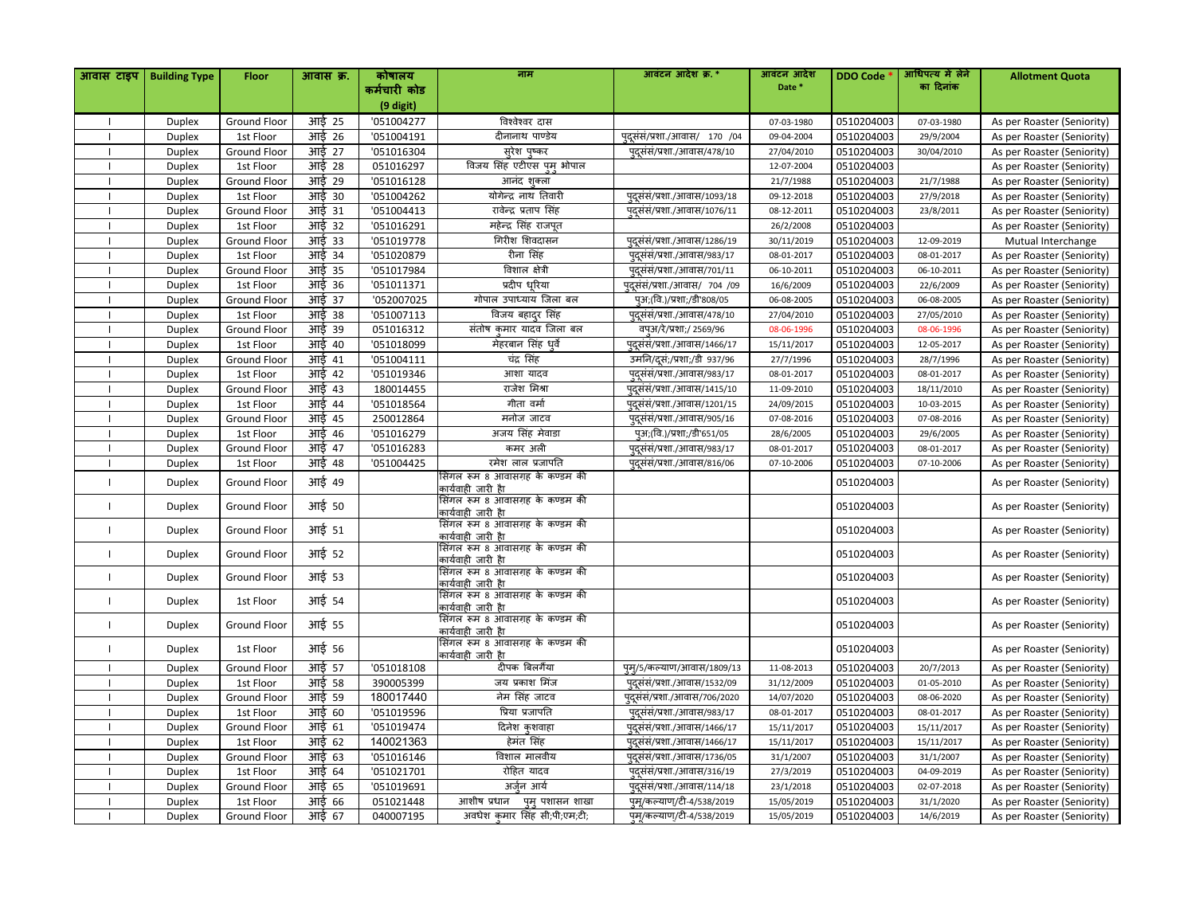| आवास टाइप | Building Type | Floor | आवास क्र. | कोषालय कर्मचारी कोड (9 digit) | नाम | आवंटन आदेश क्र. * | आवंटन आदेश Date * | DDO Code * | आधिपत्य मे लेने का दिनांक | Allotment Quota |
|---|---|---|---|---|---|---|---|---|---|---|
| I | Duplex | Ground Floor | आई 25 | '051004277 | विश्वेश्वर दास | | 07-03-1980 | 0510204003 | 07-03-1980 | As per Roaster (Seniority) |
| I | Duplex | 1st Floor | आई 26 | '051004191 | दीनानाथ पाण्डेय | पुदूसंस/प्रशा./आवास/ 170 /04 | 09-04-2004 | 0510204003 | 29/9/2004 | As per Roaster (Seniority) |
| I | Duplex | Ground Floor | आई 27 | '051016304 | सुरेश पुष्कर | पुदूसंस/प्रशा./आवास/478/10 | 27/04/2010 | 0510204003 | 30/04/2010 | As per Roaster (Seniority) |
| I | Duplex | 1st Floor | आई 28 | 051016297 | विजय सिंह एटीएस पुमु भोपाल | | 12-07-2004 | 0510204003 | | As per Roaster (Seniority) |
| I | Duplex | Ground Floor | आई 29 | '051016128 | आनंद शुक्ला | | 21/7/1988 | 0510204003 | 21/7/1988 | As per Roaster (Seniority) |
| I | Duplex | 1st Floor | आई 30 | '051004262 | योगेन्द्र नाथ तिवारी | पुदूसंस/प्रशा./आवास/1093/18 | 09-12-2018 | 0510204003 | 27/9/2018 | As per Roaster (Seniority) |
| I | Duplex | Ground Floor | आई 31 | '051004413 | राघेन्द्र प्रताप सिंह | पुदूसंस/प्रशा./आवास/1076/11 | 08-12-2011 | 0510204003 | 23/8/2011 | As per Roaster (Seniority) |
| I | Duplex | 1st Floor | आई 32 | '051016291 | महेन्द्र सिंह राजपूत | | 26/2/2008 | 0510204003 | | As per Roaster (Seniority) |
| I | Duplex | Ground Floor | आई 33 | '051019778 | गिरीश शिवदासन | पुदूसंस/प्रशा./आवास/1286/19 | 30/11/2019 | 0510204003 | 12-09-2019 | Mutual Interchange |
| I | Duplex | 1st Floor | आई 34 | '051020879 | रीना सिंह | पुदूसंस/प्रशा./आवास/983/17 | 08-01-2017 | 0510204003 | 08-01-2017 | As per Roaster (Seniority) |
| I | Duplex | Ground Floor | आई 35 | '051017984 | विशाल क्षेत्री | पुदूसंस/प्रशा./आवास/701/11 | 06-10-2011 | 0510204003 | 06-10-2011 | As per Roaster (Seniority) |
| I | Duplex | 1st Floor | आई 36 | '051011371 | प्रदीप धुरिया | पुदूसंस/प्रशा./आवास/ 704 /09 | 16/6/2009 | 0510204003 | 22/6/2009 | As per Roaster (Seniority) |
| I | Duplex | Ground Floor | आई 37 | '052007025 | गोपाल उपाध्याय जिला बल | पुअ;(वि.)/प्रशा;/डी'808/05 | 06-08-2005 | 0510204003 | 06-08-2005 | As per Roaster (Seniority) |
| I | Duplex | 1st Floor | आई 38 | '051007113 | विजय बहादुर सिंह | पुदूसंस/प्रशा./आवास/478/10 | 27/04/2010 | 0510204003 | 27/05/2010 | As per Roaster (Seniority) |
| I | Duplex | Ground Floor | आई 39 | 051016312 | संतोष कुमार यादव जिला बल | वपुअ/रे/प्रशा;/ 2569/96 | 08-06-1996 | 0510204003 | 08-06-1996 | As per Roaster (Seniority) |
| I | Duplex | 1st Floor | आई 40 | '051018099 | मेहरबान सिंह धुर्वे | पुदूसंस/प्रशा./आवास/1466/17 | 15/11/2017 | 0510204003 | 12-05-2017 | As per Roaster (Seniority) |
| I | Duplex | Ground Floor | आई 41 | '051004111 | चंद्र सिंह | उमनि/दूसं;/प्रशा;/डी 937/96 | 27/7/1996 | 0510204003 | 28/7/1996 | As per Roaster (Seniority) |
| I | Duplex | 1st Floor | आई 42 | '051019346 | आशा यादव | पुदूसंस/प्रशा./आवास/983/17 | 08-01-2017 | 0510204003 | 08-01-2017 | As per Roaster (Seniority) |
| I | Duplex | Ground Floor | आई 43 | 180014455 | राजेश मिश्रा | पुदूसंस/प्रशा./आवास/1415/10 | 11-09-2010 | 0510204003 | 18/11/2010 | As per Roaster (Seniority) |
| I | Duplex | 1st Floor | आई 44 | '051018564 | गीता वर्मा | पुदूसंस/प्रशा./आवास/1201/15 | 24/09/2015 | 0510204003 | 10-03-2015 | As per Roaster (Seniority) |
| I | Duplex | Ground Floor | आई 45 | 250012864 | मनोज जाटव | पुदूसंस/प्रशा./आवास/905/16 | 07-08-2016 | 0510204003 | 07-08-2016 | As per Roaster (Seniority) |
| I | Duplex | 1st Floor | आई 46 | '051016279 | अजय सिंह मेवाडा | पुअ;(वि.)/प्रशा;/डी'651/05 | 28/6/2005 | 0510204003 | 29/6/2005 | As per Roaster (Seniority) |
| I | Duplex | Ground Floor | आई 47 | '051016283 | कमर अली | पुदूसंस/प्रशा./आवास/983/17 | 08-01-2017 | 0510204003 | 08-01-2017 | As per Roaster (Seniority) |
| I | Duplex | 1st Floor | आई 48 | '051004425 | रमेश लाल प्रजापति | पुदूसंस/प्रशा./आवास/816/06 | 07-10-2006 | 0510204003 | 07-10-2006 | As per Roaster (Seniority) |
| I | Duplex | Ground Floor | आई 49 | | सिंगल रूम 8 आवासगृह के कण्डम की कार्यवाही जारी है। | | | 0510204003 | | As per Roaster (Seniority) |
| I | Duplex | Ground Floor | आई 50 | | सिंगल रूम 8 आवासगृह के कण्डम की कार्यवाही जारी है। | | | 0510204003 | | As per Roaster (Seniority) |
| I | Duplex | Ground Floor | आई 51 | | सिंगल रूम 8 आवासगृह के कण्डम की कार्यवाही जारी है। | | | 0510204003 | | As per Roaster (Seniority) |
| I | Duplex | Ground Floor | आई 52 | | सिंगल रूम 8 आवासगृह के कण्डम की कार्यवाही जारी है। | | | 0510204003 | | As per Roaster (Seniority) |
| I | Duplex | Ground Floor | आई 53 | | सिंगल रूम 8 आवासगृह के कण्डम की कार्यवाही जारी है। | | | 0510204003 | | As per Roaster (Seniority) |
| I | Duplex | 1st Floor | आई 54 | | सिंगल रूम 8 आवासगृह के कण्डम की कार्यवाही जारी है। | | | 0510204003 | | As per Roaster (Seniority) |
| I | Duplex | Ground Floor | आई 55 | | सिंगल रूम 8 आवासगृह के कण्डम की कार्यवाही जारी है। | | | 0510204003 | | As per Roaster (Seniority) |
| I | Duplex | 1st Floor | आई 56 | | सिंगल रूम 8 आवासगृह के कण्डम की कार्यवाही जारी है। | | | 0510204003 | | As per Roaster (Seniority) |
| I | Duplex | Ground Floor | आई 57 | '051018108 | दीपक बिलगैंया | पुमु/5/कल्याण/आवास/1809/13 | 11-08-2013 | 0510204003 | 20/7/2013 | As per Roaster (Seniority) |
| I | Duplex | 1st Floor | आई 58 | 390005399 | जय प्रकाश मिंज | पुदूसंस/प्रशा./आवास/1532/09 | 31/12/2009 | 0510204003 | 01-05-2010 | As per Roaster (Seniority) |
| I | Duplex | Ground Floor | आई 59 | 180017440 | नेम सिंह जाटव | पुदूसंस/प्रशा./आवास/706/2020 | 14/07/2020 | 0510204003 | 08-06-2020 | As per Roaster (Seniority) |
| I | Duplex | 1st Floor | आई 60 | '051019596 | प्रिया प्रजापति | पुदूसंस/प्रशा./आवास/983/17 | 08-01-2017 | 0510204003 | 08-01-2017 | As per Roaster (Seniority) |
| I | Duplex | Ground Floor | आई 61 | '051019474 | दिनेश कुशवाहा | पुदूसंस/प्रशा./आवास/1466/17 | 15/11/2017 | 0510204003 | 15/11/2017 | As per Roaster (Seniority) |
| I | Duplex | 1st Floor | आई 62 | 140021363 | हेमंत सिंह | पुदूसंस/प्रशा./आवास/1466/17 | 15/11/2017 | 0510204003 | 15/11/2017 | As per Roaster (Seniority) |
| I | Duplex | Ground Floor | आई 63 | '051016146 | विशाल मालवीय | पुदूसंस/प्रशा./आवास/1736/05 | 31/1/2007 | 0510204003 | 31/1/2007 | As per Roaster (Seniority) |
| I | Duplex | 1st Floor | आई 64 | '051021701 | रोहित यादव | पुदूसंस/प्रशा./आवास/316/19 | 27/3/2019 | 0510204003 | 04-09-2019 | As per Roaster (Seniority) |
| I | Duplex | Ground Floor | आई 65 | '051019691 | अर्जुन आर्य | पुदूसंस/प्रशा./आवास/114/18 | 23/1/2018 | 0510204003 | 02-07-2018 | As per Roaster (Seniority) |
| I | Duplex | 1st Floor | आई 66 | 051021448 | आशीष प्रधान पुमु पशासन शाखा | पुमु/कल्याण/टी-4/538/2019 | 15/05/2019 | 0510204003 | 31/1/2020 | As per Roaster (Seniority) |
| I | Duplex | Ground Floor | आई 67 | 040007195 | अवधेश कुमार सिंह सी;पी;एम;टी; | पुमु/कल्याण/टी-4/538/2019 | 15/05/2019 | 0510204003 | 14/6/2019 | As per Roaster (Seniority) |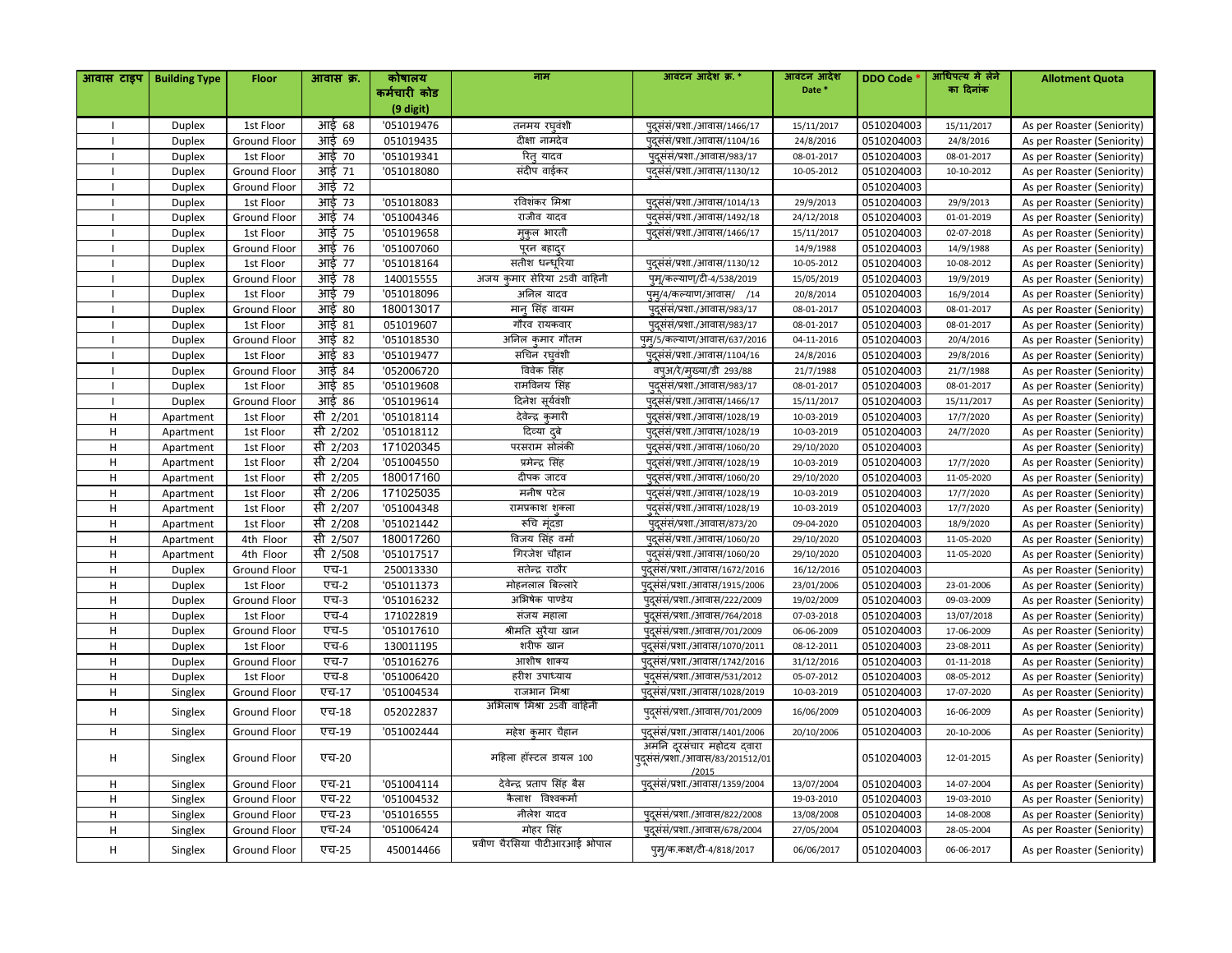| आवास टाइप | Building Type | Floor | आवास क्र. | कोषालय कर्मचारी कोड (9 digit) | नाम | आवंटन आदेश क्र. * | आवंटन आदेश Date * | DDO Code * | आधिपत्य में लेने का दिनांक | Allotment Quota |
|---|---|---|---|---|---|---|---|---|---|---|
| I | Duplex | 1st Floor | आई 68 | '051019476 | तनमय रघुवंशी | पुदूसंस/प्रशा./आवास/1466/17 | 15/11/2017 | 0510204003 | 15/11/2017 | As per Roaster (Seniority) |
| I | Duplex | Ground Floor | आई 69 | 051019435 | दीक्षा नामदेव | पुदूसंस/प्रशा./आवास/1104/16 | 24/8/2016 | 0510204003 | 24/8/2016 | As per Roaster (Seniority) |
| I | Duplex | 1st Floor | आई 70 | '051019341 | रितु यादव | पुदूसंस/प्रशा./आवास/983/17 | 08-01-2017 | 0510204003 | 08-01-2017 | As per Roaster (Seniority) |
| I | Duplex | Ground Floor | आई 71 | '051018080 | संदीप वाईकर | पुदूसंस/प्रशा./आवास/1130/12 | 10-05-2012 | 0510204003 | 10-10-2012 | As per Roaster (Seniority) |
| I | Duplex | Ground Floor | आई 72 | | | | | 0510204003 | | As per Roaster (Seniority) |
| I | Duplex | 1st Floor | आई 73 | '051018083 | रविशंकर मिश्रा | पुदूसंस/प्रशा./आवास/1014/13 | 29/9/2013 | 0510204003 | 29/9/2013 | As per Roaster (Seniority) |
| I | Duplex | Ground Floor | आई 74 | '051004346 | राजीव यादव | पुदूसंस/प्रशा./आवास/1492/18 | 24/12/2018 | 0510204003 | 01-01-2019 | As per Roaster (Seniority) |
| I | Duplex | 1st Floor | आई 75 | '051019658 | मुकुल भारती | पुदूसंस/प्रशा./आवास/1466/17 | 15/11/2017 | 0510204003 | 02-07-2018 | As per Roaster (Seniority) |
| I | Duplex | Ground Floor | आई 76 | '051007060 | पूरन बहादुर | | 14/9/1988 | 0510204003 | 14/9/1988 | As per Roaster (Seniority) |
| I | Duplex | 1st Floor | आई 77 | '051018164 | सतीश धन्धूरिया | पुदूसंस/प्रशा./आवास/1130/12 | 10-05-2012 | 0510204003 | 10-08-2012 | As per Roaster (Seniority) |
| I | Duplex | Ground Floor | आई 78 | 140015555 | अजय कुमार सेरिया 25वी वाहिनी | पुमु/कल्याण/टी-4/538/2019 | 15/05/2019 | 0510204003 | 19/9/2019 | As per Roaster (Seniority) |
| I | Duplex | 1st Floor | आई 79 | '051018096 | अनिल यादव | पुमु/4/कल्याण/आवास/ /14 | 20/8/2014 | 0510204003 | 16/9/2014 | As per Roaster (Seniority) |
| I | Duplex | Ground Floor | आई 80 | 180013017 | मानु सिंह वायम | पुदूसंस/प्रशा./आवास/983/17 | 08-01-2017 | 0510204003 | 08-01-2017 | As per Roaster (Seniority) |
| I | Duplex | 1st Floor | आई 81 | 051019607 | गौरव रायकवार | पुदूसंस/प्रशा./आवास/983/17 | 08-01-2017 | 0510204003 | 08-01-2017 | As per Roaster (Seniority) |
| I | Duplex | Ground Floor | आई 82 | '051018530 | अनिल कुमार गौतम | पुमु/5/कल्याण/आवास/637/2016 | 04-11-2016 | 0510204003 | 20/4/2016 | As per Roaster (Seniority) |
| I | Duplex | 1st Floor | आई 83 | '051019477 | सचिन रघुवंशी | पुदूसंस/प्रशा./आवास/1104/16 | 24/8/2016 | 0510204003 | 29/8/2016 | As per Roaster (Seniority) |
| I | Duplex | Ground Floor | आई 84 | '052006720 | विवेक सिंह | वपुअ/रे/मुख्या/डी 293/88 | 21/7/1988 | 0510204003 | 21/7/1988 | As per Roaster (Seniority) |
| I | Duplex | 1st Floor | आई 85 | '051019608 | रामविनय सिंह | पुदूसंस/प्रशा./आवास/983/17 | 08-01-2017 | 0510204003 | 08-01-2017 | As per Roaster (Seniority) |
| I | Duplex | Ground Floor | आई 86 | '051019614 | दिनेश सूर्यवंशी | पुदूसंस/प्रशा./आवास/1466/17 | 15/11/2017 | 0510204003 | 15/11/2017 | As per Roaster (Seniority) |
| H | Apartment | 1st Floor | सी 2/201 | '051018114 | देवेन्द्र कुमारी | पुदूसंस/प्रशा./आवास/1028/19 | 10-03-2019 | 0510204003 | 17/7/2020 | As per Roaster (Seniority) |
| H | Apartment | 1st Floor | सी 2/202 | '051018112 | दिव्या दुबे | पुदूसंस/प्रशा./आवास/1028/19 | 10-03-2019 | 0510204003 | 24/7/2020 | As per Roaster (Seniority) |
| H | Apartment | 1st Floor | सी 2/203 | 171020345 | परसराम सोलंकी | पुदूसंस/प्रशा./आवास/1060/20 | 29/10/2020 | 0510204003 | | As per Roaster (Seniority) |
| H | Apartment | 1st Floor | सी 2/204 | '051004550 | प्रमेन्द्र सिंह | पुदूसंस/प्रशा./आवास/1028/19 | 10-03-2019 | 0510204003 | 17/7/2020 | As per Roaster (Seniority) |
| H | Apartment | 1st Floor | सी 2/205 | 180017160 | दीपक जाटव | पुदूसंस/प्रशा./आवास/1060/20 | 29/10/2020 | 0510204003 | 11-05-2020 | As per Roaster (Seniority) |
| H | Apartment | 1st Floor | सी 2/206 | 171025035 | मनीष पटेल | पुदूसंस/प्रशा./आवास/1028/19 | 10-03-2019 | 0510204003 | 17/7/2020 | As per Roaster (Seniority) |
| H | Apartment | 1st Floor | सी 2/207 | '051004348 | रामप्रकाश शुक्ला | पुदूसंस/प्रशा./आवास/1028/19 | 10-03-2019 | 0510204003 | 17/7/2020 | As per Roaster (Seniority) |
| H | Apartment | 1st Floor | सी 2/208 | '051021442 | रूचि मुंडा | पुदूसंस/प्रशा./आवास/873/20 | 09-04-2020 | 0510204003 | 18/9/2020 | As per Roaster (Seniority) |
| H | Apartment | 4th Floor | सी 2/507 | 180017260 | विजय सिंह वर्मा | पुदूसंस/प्रशा./आवास/1060/20 | 29/10/2020 | 0510204003 | 11-05-2020 | As per Roaster (Seniority) |
| H | Apartment | 4th Floor | सी 2/508 | '051017517 | गिरजेश चौहान | पुदूसंस/प्रशा./आवास/1060/20 | 29/10/2020 | 0510204003 | 11-05-2020 | As per Roaster (Seniority) |
| H | Duplex | Ground Floor | एच-1 | 250013330 | सतेन्द्र राठौर | पुदूसंस/प्रशा./आवास/1672/2016 | 16/12/2016 | 0510204003 | | As per Roaster (Seniority) |
| H | Duplex | 1st Floor | एच-2 | '051011373 | मोहनलाल बिल्लारे | पुदूसंस/प्रशा./आवास/1915/2006 | 23/01/2006 | 0510204003 | 23-01-2006 | As per Roaster (Seniority) |
| H | Duplex | Ground Floor | एच-3 | '051016232 | अभिषेक पाण्डेय | पुदूसंस/प्रशा./आवास/222/2009 | 19/02/2009 | 0510204003 | 09-03-2009 | As per Roaster (Seniority) |
| H | Duplex | 1st Floor | एच-4 | 171022819 | संजय महाला | पुदूसंस/प्रशा./आवास/764/2018 | 07-03-2018 | 0510204003 | 13/07/2018 | As per Roaster (Seniority) |
| H | Duplex | Ground Floor | एच-5 | '051017610 | श्रीमति सुरैया खान | पुदूसंस/प्रशा./आवास/701/2009 | 06-06-2009 | 0510204003 | 17-06-2009 | As per Roaster (Seniority) |
| H | Duplex | 1st Floor | एच-6 | 130011195 | शरीफ खान | पुदूसंस/प्रशा./आवास/1070/2011 | 08-12-2011 | 0510204003 | 23-08-2011 | As per Roaster (Seniority) |
| H | Duplex | Ground Floor | एच-7 | '051016276 | आशीष शाक्य | पुदूसंस/प्रशा./आवास/1742/2016 | 31/12/2016 | 0510204003 | 01-11-2018 | As per Roaster (Seniority) |
| H | Duplex | 1st Floor | एच-8 | '051006420 | हरीश उपाध्याय | पुदूसंस/प्रशा./आवास/531/2012 | 05-07-2012 | 0510204003 | 08-05-2012 | As per Roaster (Seniority) |
| H | Singlex | Ground Floor | एच-17 | '051004534 | राजभान मिश्रा | पुदूसंस/प्रशा./आवास/1028/2019 | 10-03-2019 | 0510204003 | 17-07-2020 | As per Roaster (Seniority) |
| H | Singlex | Ground Floor | एच-18 | 052022837 | अभिलाष मिश्रा 25वी वाहिनी | पुदूसंस/प्रशा./आवास/701/2009 | 16/06/2009 | 0510204003 | 16-06-2009 | As per Roaster (Seniority) |
| H | Singlex | Ground Floor | एच-19 | '051002444 | महेश कुमार चैहान | पुदूसंस/प्रशा./आवास/1401/2006 | 20/10/2006 | 0510204003 | 20-10-2006 | As per Roaster (Seniority) |
| H | Singlex | Ground Floor | एच-20 | | महिला हॉस्टल डायल 100 | अमनि दूरसंचार महोदय द्वारा पुदूसंस/प्रशा./आवास/83/201512/01/2015 | | 0510204003 | 12-01-2015 | As per Roaster (Seniority) |
| H | Singlex | Ground Floor | एच-21 | '051004114 | देवेन्द्र प्रताप सिंह बैस | पुदूसंस/प्रशा./आवास/1359/2004 | 13/07/2004 | 0510204003 | 14-07-2004 | As per Roaster (Seniority) |
| H | Singlex | Ground Floor | एच-22 | '051004532 | कैलाश विश्वकर्मा | | 19-03-2010 | 0510204003 | 19-03-2010 | As per Roaster (Seniority) |
| H | Singlex | Ground Floor | एच-23 | '051016555 | नीलेश यादव | पुदूसंस/प्रशा./आवास/822/2008 | 13/08/2008 | 0510204003 | 14-08-2008 | As per Roaster (Seniority) |
| H | Singlex | Ground Floor | एच-24 | '051006424 | मोहर सिंह | पुदूसंस/प्रशा./आवास/678/2004 | 27/05/2004 | 0510204003 | 28-05-2004 | As per Roaster (Seniority) |
| H | Singlex | Ground Floor | एच-25 | 450014466 | प्रवीण चैरसिया पीटीआरआई भोपाल | पुमु/क.कक्ष/टी-4/818/2017 | 06/06/2017 | 0510204003 | 06-06-2017 | As per Roaster (Seniority) |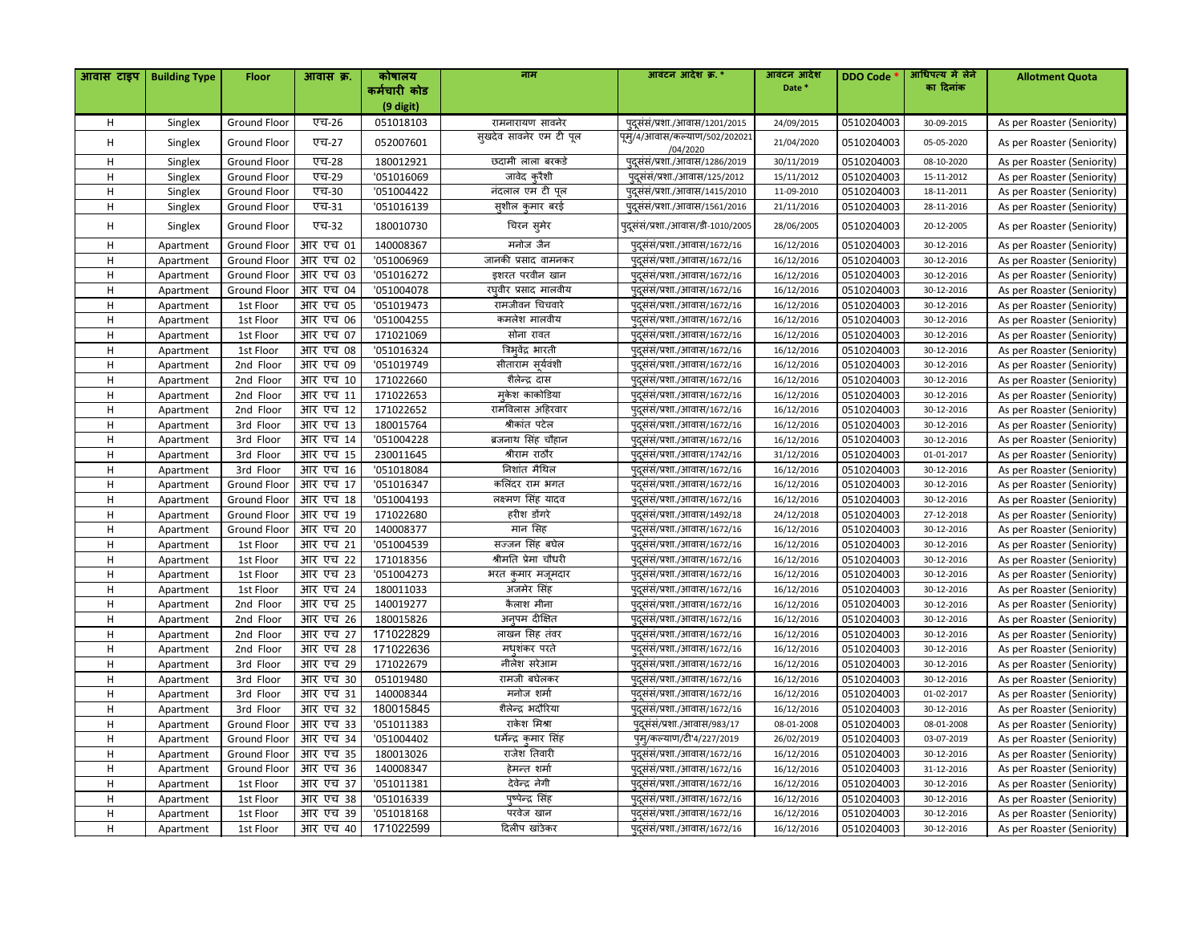| आवास टाइप | Building Type | Floor | आवास क्र. | कोषालय कर्मचारी कोड (9 digit) | नाम | आवटन आदेश क्र. * | आवटन आदेश Date * | DDO Code * | आधिपत्य में लेने का दिनांक | Allotment Quota |
|---|---|---|---|---|---|---|---|---|---|---|
| H | Singlex | Ground Floor | एच-26 | 051018103 | रामनारायण सावनेर | पुदूसंसं/प्रशा./आवास/1201/2015 | 24/09/2015 | 0510204003 | 30-09-2015 | As per Roaster (Seniority) |
| H | Singlex | Ground Floor | एच-27 | 052007601 | सुखदेव सावनेर एम टी पूल | पूमु/4/आवास/कल्याण/502/202021/04/2020 | 21/04/2020 | 0510204003 | 05-05-2020 | As per Roaster (Seniority) |
| H | Singlex | Ground Floor | एच-28 | 180012921 | छदामी लाला बरकडे | पुदूसंसं/प्रशा./आवास/1286/2019 | 30/11/2019 | 0510204003 | 08-10-2020 | As per Roaster (Seniority) |
| H | Singlex | Ground Floor | एच-29 | '051016069 | जावेद कुरैशी | पुदूसंसं/प्रशा./आवास/125/2012 | 15/11/2012 | 0510204003 | 15-11-2012 | As per Roaster (Seniority) |
| H | Singlex | Ground Floor | एच-30 | '051004422 | नंदलाल एम टी पूल | पुदूसंसं/प्रशा./आवास/1415/2010 | 11-09-2010 | 0510204003 | 18-11-2011 | As per Roaster (Seniority) |
| H | Singlex | Ground Floor | एच-31 | '051016139 | सुशील कुमार बरई | पुदूसंसं/प्रशा./आवास/1561/2016 | 21/11/2016 | 0510204003 | 28-11-2016 | As per Roaster (Seniority) |
| H | Singlex | Ground Floor | एच-32 | 180010730 | चिरन सुमेर | पुदूसंसं/प्रशा./आवास/डी-1010/2005 | 28/06/2005 | 0510204003 | 20-12-2005 | As per Roaster (Seniority) |
| H | Apartment | Ground Floor | आर एच 01 | 140008367 | मनोज जैन | पुदूसंसं/प्रशा./आवास/1672/16 | 16/12/2016 | 0510204003 | 30-12-2016 | As per Roaster (Seniority) |
| H | Apartment | Ground Floor | आर एच 02 | '051006969 | जानकी प्रसाद वामनकर | पुदूसंसं/प्रशा./आवास/1672/16 | 16/12/2016 | 0510204003 | 30-12-2016 | As per Roaster (Seniority) |
| H | Apartment | Ground Floor | आर एच 03 | '051016272 | इशरत परवीन खान | पुदूसंसं/प्रशा./आवास/1672/16 | 16/12/2016 | 0510204003 | 30-12-2016 | As per Roaster (Seniority) |
| H | Apartment | Ground Floor | आर एच 04 | '051004078 | रघुवीर प्रसाद मालवीय | पुदूसंसं/प्रशा./आवास/1672/16 | 16/12/2016 | 0510204003 | 30-12-2016 | As per Roaster (Seniority) |
| H | Apartment | 1st Floor | आर एच 05 | '051019473 | रामजीवन चिचवारे | पुदूसंसं/प्रशा./आवास/1672/16 | 16/12/2016 | 0510204003 | 30-12-2016 | As per Roaster (Seniority) |
| H | Apartment | 1st Floor | आर एच 06 | '051004255 | कमलेश मालवीय | पुदूसंसं/प्रशा./आवास/1672/16 | 16/12/2016 | 0510204003 | 30-12-2016 | As per Roaster (Seniority) |
| H | Apartment | 1st Floor | आर एच 07 | 171021069 | सोना रावत | पुदूसंसं/प्रशा./आवास/1672/16 | 16/12/2016 | 0510204003 | 30-12-2016 | As per Roaster (Seniority) |
| H | Apartment | 1st Floor | आर एच 08 | '051016324 | त्रिभुवेंद्र भारती | पुदूसंसं/प्रशा./आवास/1672/16 | 16/12/2016 | 0510204003 | 30-12-2016 | As per Roaster (Seniority) |
| H | Apartment | 2nd Floor | आर एच 09 | '051019749 | सीताराम सूर्यवंशी | पुदूसंसं/प्रशा./आवास/1672/16 | 16/12/2016 | 0510204003 | 30-12-2016 | As per Roaster (Seniority) |
| H | Apartment | 2nd Floor | आर एच 10 | 171022660 | शैलेन्द्र दास | पुदूसंसं/प्रशा./आवास/1672/16 | 16/12/2016 | 0510204003 | 30-12-2016 | As per Roaster (Seniority) |
| H | Apartment | 2nd Floor | आर एच 11 | 171022653 | मुकेश काकोडिया | पुदूसंसं/प्रशा./आवास/1672/16 | 16/12/2016 | 0510204003 | 30-12-2016 | As per Roaster (Seniority) |
| H | Apartment | 2nd Floor | आर एच 12 | 171022652 | रामविलास अहिरवार | पुदूसंसं/प्रशा./आवास/1672/16 | 16/12/2016 | 0510204003 | 30-12-2016 | As per Roaster (Seniority) |
| H | Apartment | 3rd Floor | आर एच 13 | 180015764 | श्रीकांत पटेल | पुदूसंसं/प्रशा./आवास/1672/16 | 16/12/2016 | 0510204003 | 30-12-2016 | As per Roaster (Seniority) |
| H | Apartment | 3rd Floor | आर एच 14 | '051004228 | ब्रजनाथ सिंह चौहान | पुदूसंसं/प्रशा./आवास/1672/16 | 16/12/2016 | 0510204003 | 30-12-2016 | As per Roaster (Seniority) |
| H | Apartment | 3rd Floor | आर एच 15 | 230011645 | श्रीराम राठौर | पुदूसंसं/प्रशा./आवास/1742/16 | 31/12/2016 | 0510204003 | 01-01-2017 | As per Roaster (Seniority) |
| H | Apartment | 3rd Floor | आर एच 16 | '051018084 | निशांत मैथिल | पुदूसंसं/प्रशा./आवास/1672/16 | 16/12/2016 | 0510204003 | 30-12-2016 | As per Roaster (Seniority) |
| H | Apartment | Ground Floor | आर एच 17 | '051016347 | कलिंदर राम भगत | पुदूसंसं/प्रशा./आवास/1672/16 | 16/12/2016 | 0510204003 | 30-12-2016 | As per Roaster (Seniority) |
| H | Apartment | Ground Floor | आर एच 18 | '051004193 | लक्ष्मण सिंह यादव | पुदूसंसं/प्रशा./आवास/1672/16 | 16/12/2016 | 0510204003 | 30-12-2016 | As per Roaster (Seniority) |
| H | Apartment | Ground Floor | आर एच 19 | 171022680 | हरीश डोंगरे | पुदूसंसं/प्रशा./आवास/1492/18 | 24/12/2018 | 0510204003 | 27-12-2018 | As per Roaster (Seniority) |
| H | Apartment | Ground Floor | आर एच 20 | 140008377 | मान सिंह | पुदूसंसं/प्रशा./आवास/1672/16 | 16/12/2016 | 0510204003 | 30-12-2016 | As per Roaster (Seniority) |
| H | Apartment | 1st Floor | आर एच 21 | '051004539 | सज्जन सिंह बघेल | पुदूसंसं/प्रशा./आवास/1672/16 | 16/12/2016 | 0510204003 | 30-12-2016 | As per Roaster (Seniority) |
| H | Apartment | 1st Floor | आर एच 22 | 171018356 | श्रीमति प्रेमा चौधरी | पुदूसंसं/प्रशा./आवास/1672/16 | 16/12/2016 | 0510204003 | 30-12-2016 | As per Roaster (Seniority) |
| H | Apartment | 1st Floor | आर एच 23 | '051004273 | भरत कुमार मजूमदार | पुदूसंसं/प्रशा./आवास/1672/16 | 16/12/2016 | 0510204003 | 30-12-2016 | As per Roaster (Seniority) |
| H | Apartment | 1st Floor | आर एच 24 | 180011033 | अजमेर सिंह | पुदूसंसं/प्रशा./आवास/1672/16 | 16/12/2016 | 0510204003 | 30-12-2016 | As per Roaster (Seniority) |
| H | Apartment | 2nd Floor | आर एच 25 | 140019277 | कैलाश मीना | पुदूसंसं/प्रशा./आवास/1672/16 | 16/12/2016 | 0510204003 | 30-12-2016 | As per Roaster (Seniority) |
| H | Apartment | 2nd Floor | आर एच 26 | 180015826 | अनुपम दीक्षित | पुदूसंसं/प्रशा./आवास/1672/16 | 16/12/2016 | 0510204003 | 30-12-2016 | As per Roaster (Seniority) |
| H | Apartment | 2nd Floor | आर एच 27 | 171022829 | लाखन सिंह तंवर | पुदूसंसं/प्रशा./आवास/1672/16 | 16/12/2016 | 0510204003 | 30-12-2016 | As per Roaster (Seniority) |
| H | Apartment | 2nd Floor | आर एच 28 | 171022636 | मधुशंकर परते | पुदूसंसं/प्रशा./आवास/1672/16 | 16/12/2016 | 0510204003 | 30-12-2016 | As per Roaster (Seniority) |
| H | Apartment | 3rd Floor | आर एच 29 | 171022679 | नीलेश सरेआम | पुदूसंसं/प्रशा./आवास/1672/16 | 16/12/2016 | 0510204003 | 30-12-2016 | As per Roaster (Seniority) |
| H | Apartment | 3rd Floor | आर एच 30 | 051019480 | रामजी बघेलकर | पुदूसंसं/प्रशा./आवास/1672/16 | 16/12/2016 | 0510204003 | 30-12-2016 | As per Roaster (Seniority) |
| H | Apartment | 3rd Floor | आर एच 31 | 140008344 | मनोज शर्मा | पुदूसंसं/प्रशा./आवास/1672/16 | 16/12/2016 | 0510204003 | 01-02-2017 | As per Roaster (Seniority) |
| H | Apartment | 3rd Floor | आर एच 32 | 180015845 | शैलेन्द्र भदौरिया | पुदूसंसं/प्रशा./आवास/1672/16 | 16/12/2016 | 0510204003 | 30-12-2016 | As per Roaster (Seniority) |
| H | Apartment | Ground Floor | आर एच 33 | '051011383 | राकेश मिश्रा | पुदूसंसं/प्रशा./आवास/983/17 | 08-01-2008 | 0510204003 | 08-01-2008 | As per Roaster (Seniority) |
| H | Apartment | Ground Floor | आर एच 34 | '051004402 | धर्मेन्द्र कुमार सिंह | पुमु/कल्याण/टी'4/227/2019 | 26/02/2019 | 0510204003 | 03-07-2019 | As per Roaster (Seniority) |
| H | Apartment | Ground Floor | आर एच 35 | 180013026 | राजेश तिवारी | पुदूसंसं/प्रशा./आवास/1672/16 | 16/12/2016 | 0510204003 | 30-12-2016 | As per Roaster (Seniority) |
| H | Apartment | Ground Floor | आर एच 36 | 140008347 | हेमन्त शर्मा | पुदूसंसं/प्रशा./आवास/1672/16 | 16/12/2016 | 0510204003 | 31-12-2016 | As per Roaster (Seniority) |
| H | Apartment | 1st Floor | आर एच 37 | '051011381 | देवेन्द्र नेगी | पुदूसंसं/प्रशा./आवास/1672/16 | 16/12/2016 | 0510204003 | 30-12-2016 | As per Roaster (Seniority) |
| H | Apartment | 1st Floor | आर एच 38 | '051016339 | पुष्पेन्द्र सिंह | पुदूसंसं/प्रशा./आवास/1672/16 | 16/12/2016 | 0510204003 | 30-12-2016 | As per Roaster (Seniority) |
| H | Apartment | 1st Floor | आर एच 39 | '051018168 | परवेज खान | पुदूसंसं/प्रशा./आवास/1672/16 | 16/12/2016 | 0510204003 | 30-12-2016 | As per Roaster (Seniority) |
| H | Apartment | 1st Floor | आर एच 40 | 171022599 | दिलीप खाडेकर | पुदूसंसं/प्रशा./आवास/1672/16 | 16/12/2016 | 0510204003 | 30-12-2016 | As per Roaster (Seniority) |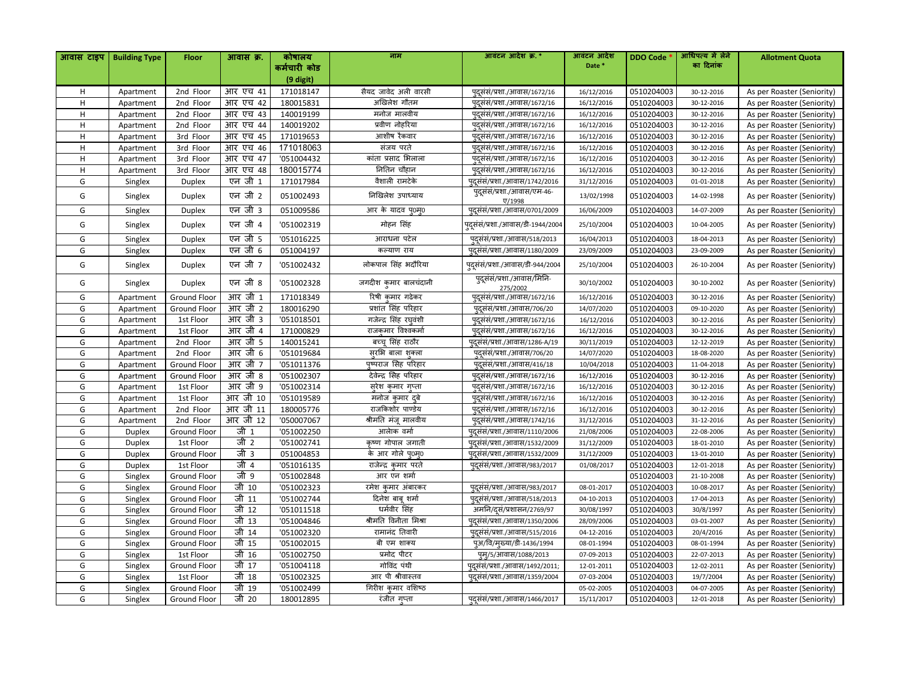| आवास टाइप | Building Type | Floor | आवास क्र. | कोषालय कर्मचारी कोड (9 digit) | नाम | आवंटन आदेश क्र. * | आवंटन आदेश Date * | DDO Code * | आधिपत्य मे लेने का दिनांक | Allotment Quota |
|---|---|---|---|---|---|---|---|---|---|---|
| H | Apartment | 2nd Floor | आर एच 41 | 171018147 | सैयद जावेद अली वारसी | पुदूसंस/प्रशा./आवास/1672/16 | 16/12/2016 | 0510204003 | 30-12-2016 | As per Roaster (Seniority) |
| H | Apartment | 2nd Floor | आर एच 42 | 180015831 | अखिलेश गौतम | पुदूसंस/प्रशा./आवास/1672/16 | 16/12/2016 | 0510204003 | 30-12-2016 | As per Roaster (Seniority) |
| H | Apartment | 2nd Floor | आर एच 43 | 140019199 | मनोज मालवीय | पुदूसंस/प्रशा./आवास/1672/16 | 16/12/2016 | 0510204003 | 30-12-2016 | As per Roaster (Seniority) |
| H | Apartment | 2nd Floor | आर एच 44 | 140019202 | प्रवीण नोहरिया | पुदूसंस/प्रशा./आवास/1672/16 | 16/12/2016 | 0510204003 | 30-12-2016 | As per Roaster (Seniority) |
| H | Apartment | 3rd Floor | आर एच 45 | 171019653 | आशीष रैकवार | पुदूसंस/प्रशा./आवास/1672/16 | 16/12/2016 | 0510204003 | 30-12-2016 | As per Roaster (Seniority) |
| H | Apartment | 3rd Floor | आर एच 46 | 171018063 | संजय परते | पुदूसंस/प्रशा./आवास/1672/16 | 16/12/2016 | 0510204003 | 30-12-2016 | As per Roaster (Seniority) |
| H | Apartment | 3rd Floor | आर एच 47 | '051004432 | कांता प्रसाद भिलाला | पुदूसंस/प्रशा./आवास/1672/16 | 16/12/2016 | 0510204003 | 30-12-2016 | As per Roaster (Seniority) |
| H | Apartment | 3rd Floor | आर एच 48 | 180015774 | नितिन चौहान | पुदूसंस/प्रशा./आवास/1672/16 | 16/12/2016 | 0510204003 | 30-12-2016 | As per Roaster (Seniority) |
| G | Singlex | Duplex | एन जी 1 | 171017984 | वैशाली रामटेके | पुदूसंस/प्रशा./आवास/1742/2016 | 31/12/2016 | 0510204003 | 01-01-2018 | As per Roaster (Seniority) |
| G | Singlex | Duplex | एन जी 2 | 051002493 | निखिलेश उपाध्याय | पुदूसंस/प्रशा./आवास/एम-46-ए/1998 | 13/02/1998 | 0510204003 | 14-02-1998 | As per Roaster (Seniority) |
| G | Singlex | Duplex | एन जी 3 | 051009586 | आर के यादव पु0मु0 | पुदूसंस/प्रशा./आवास/0701/2009 | 16/06/2009 | 0510204003 | 14-07-2009 | As per Roaster (Seniority) |
| G | Singlex | Duplex | एन जी 4 | '051002319 | मोहन सिंह | पुदूसंस/प्रशा./आवास/डी-1944/2004 | 25/10/2004 | 0510204003 | 10-04-2005 | As per Roaster (Seniority) |
| G | Singlex | Duplex | एन जी 5 | '051016225 | आराधना पटेल | पुदूसंस/प्रशा./आवास/518/2013 | 16/04/2013 | 0510204003 | 18-04-2013 | As per Roaster (Seniority) |
| G | Singlex | Duplex | एन जी 6 | 051004197 | कल्याण राय | पुदूसंस/प्रशा./आवास/1180/2009 | 23/09/2009 | 0510204003 | 23-09-2009 | As per Roaster (Seniority) |
| G | Singlex | Duplex | एन जी 7 | '051002432 | लोकपाल सिंह भदौरिया | पुदूसंस/प्रशा./आवास/डी-944/2004 | 25/10/2004 | 0510204003 | 26-10-2004 | As per Roaster (Seniority) |
| G | Singlex | Duplex | एन जी 8 | '051002328 | जगदीश कुमार बालचंदानी | पुदूसंस/प्रशा./आवास/मिनि-275/2002 | 30/10/2002 | 0510204003 | 30-10-2002 | As per Roaster (Seniority) |
| G | Apartment | Ground Floor | आर जी 1 | 171018349 | रिषी कुमार गढेकर | पुदूसंस/प्रशा./आवास/1672/16 | 16/12/2016 | 0510204003 | 30-12-2016 | As per Roaster (Seniority) |
| G | Apartment | Ground Floor | आर जी 2 | 180016290 | प्रशांत सिंह परिहार | पुदूसंस/प्रशा./आवास/706/20 | 14/07/2020 | 0510204003 | 09-10-2020 | As per Roaster (Seniority) |
| G | Apartment | 1st Floor | आर जी 3 | '051018501 | गजेन्द्र सिंह रघुवंशी | पुदूसंस/प्रशा./आवास/1672/16 | 16/12/2016 | 0510204003 | 30-12-2016 | As per Roaster (Seniority) |
| G | Apartment | 1st Floor | आर जी 4 | 171000829 | राजकुमार विश्वकर्मा | पुदूसंस/प्रशा./आवास/1672/16 | 16/12/2016 | 0510204003 | 30-12-2016 | As per Roaster (Seniority) |
| G | Apartment | 2nd Floor | आर जी 5 | 140015241 | बच्चू सिंह राठौर | पुदूसंस/प्रशा./आवास/1286-A/19 | 30/11/2019 | 0510204003 | 12-12-2019 | As per Roaster (Seniority) |
| G | Apartment | 2nd Floor | आर जी 6 | '051019684 | सुरभि बाला शुक्ला | पुदूसंस/प्रशा./आवास/706/20 | 14/07/2020 | 0510204003 | 18-08-2020 | As per Roaster (Seniority) |
| G | Apartment | Ground Floor | आर जी 7 | '051011376 | पुष्पराज सिंह परिहार | पुदूसंस/प्रशा./आवास/416/18 | 10/04/2018 | 0510204003 | 11-04-2018 | As per Roaster (Seniority) |
| G | Apartment | Ground Floor | आर जी 8 | '051002307 | देवेन्द्र सिंह परिहार | पुदूसंस/प्रशा./आवास/1672/16 | 16/12/2016 | 0510204003 | 30-12-2016 | As per Roaster (Seniority) |
| G | Apartment | 1st Floor | आर जी 9 | '051002314 | सुरेश कुमार गुप्ता | पुदूसंस/प्रशा./आवास/1672/16 | 16/12/2016 | 0510204003 | 30-12-2016 | As per Roaster (Seniority) |
| G | Apartment | 1st Floor | आर जी 10 | '051019589 | मनोज कुमार दुबे | पुदूसंस/प्रशा./आवास/1672/16 | 16/12/2016 | 0510204003 | 30-12-2016 | As per Roaster (Seniority) |
| G | Apartment | 2nd Floor | आर जी 11 | 180005776 | राजकिशोर पाण्डेय | पुदूसंस/प्रशा./आवास/1672/16 | 16/12/2016 | 0510204003 | 30-12-2016 | As per Roaster (Seniority) |
| G | Apartment | 2nd Floor | आर जी 12 | '050007067 | श्रीमति मंजू मालवीय | पुदूसंस/प्रशा./आवास/1742/16 | 31/12/2016 | 0510204003 | 31-12-2016 | As per Roaster (Seniority) |
| G | Duplex | Ground Floor | जी 1 | '051002250 | आलोक वर्मा | पुदूसंस/प्रशा./आवास/1110/2006 | 21/08/2006 | 0510204003 | 22-08-2006 | As per Roaster (Seniority) |
| G | Duplex | 1st Floor | जी 2 | '051002741 | कृष्ण गोपाल जगाती | पुदूसंस/प्रशा./आवास/1532/2009 | 31/12/2009 | 0510204003 | 18-01-2010 | As per Roaster (Seniority) |
| G | Duplex | Ground Floor | जी 3 | 051004853 | के आर गोले पु0मु0 | पुदूसंस/प्रशा./आवास/1532/2009 | 31/12/2009 | 0510204003 | 13-01-2010 | As per Roaster (Seniority) |
| G | Duplex | 1st Floor | जी 4 | '051016135 | राजेन्द्र कुमार परते | पुदूसंस/प्रशा./आवास/983/2017 | 01/08/2017 | 0510204003 | 12-01-2018 | As per Roaster (Seniority) |
| G | Singlex | Ground Floor | जी 9 | '051002848 | आर एन शर्मा | | | 0510204003 | 21-10-2008 | As per Roaster (Seniority) |
| G | Singlex | Ground Floor | जी 10 | '051002323 | रमेश कुमार अंबारकर | पुदूसंस/प्रशा./आवास/983/2017 | 08-01-2017 | 0510204003 | 10-08-2017 | As per Roaster (Seniority) |
| G | Singlex | Ground Floor | जी 11 | '051002744 | दिनेश बाबू शर्मा | पुदूसंस/प्रशा./आवास/518/2013 | 04-10-2013 | 0510204003 | 17-04-2013 | As per Roaster (Seniority) |
| G | Singlex | Ground Floor | जी 12 | '051011518 | धर्मवीर सिंह | अमनि/दूसं/प्रशासन/2769/97 | 30/08/1997 | 0510204003 | 30/8/1997 | As per Roaster (Seniority) |
| G | Singlex | Ground Floor | जी 13 | '051004846 | श्रीमति विनीता मिश्रा | पुदूसंस/प्रशा./आवास/1350/2006 | 28/09/2006 | 0510204003 | 03-01-2007 | As per Roaster (Seniority) |
| G | Singlex | Ground Floor | जी 14 | '051002320 | रामानंद तिवारी | पुदूसंस/प्रशा./आवास/515/2016 | 04-12-2016 | 0510204003 | 20/4/2016 | As per Roaster (Seniority) |
| G | Singlex | Ground Floor | जी 15 | '051002015 | बी एम शाक्य | पुअ/वि/मुख्या/डी-1436/1994 | 08-01-1994 | 0510204003 | 08-01-1994 | As per Roaster (Seniority) |
| G | Singlex | 1st Floor | जी 16 | '051002750 | प्रमोद पीटर | पुमु/5/आवास/1088/2013 | 07-09-2013 | 0510204003 | 22-07-2013 | As per Roaster (Seniority) |
| G | Singlex | Ground Floor | जी 17 | '051004118 | गोविंद पंथी | पुदूसंस/प्रशा./आवास/1492/2011; | 12-01-2011 | 0510204003 | 12-02-2011 | As per Roaster (Seniority) |
| G | Singlex | 1st Floor | जी 18 | '051002325 | आर पी श्रीवास्तव | पुदूसंस/प्रशा./आवास/1359/2004 | 07-03-2004 | 0510204003 | 19/7/2004 | As per Roaster (Seniority) |
| G | Singlex | Ground Floor | जी 19 | '051002499 | गिरीश कुमार वशिष्ठ | | 05-02-2005 | 0510204003 | 04-07-2005 | As per Roaster (Seniority) |
| G | Singlex | Ground Floor | जी 20 | 180012895 | रंजीत गुप्ता | पुदूसंस/प्रशा./आवास/1466/2017 | 15/11/2017 | 0510204003 | 12-01-2018 | As per Roaster (Seniority) |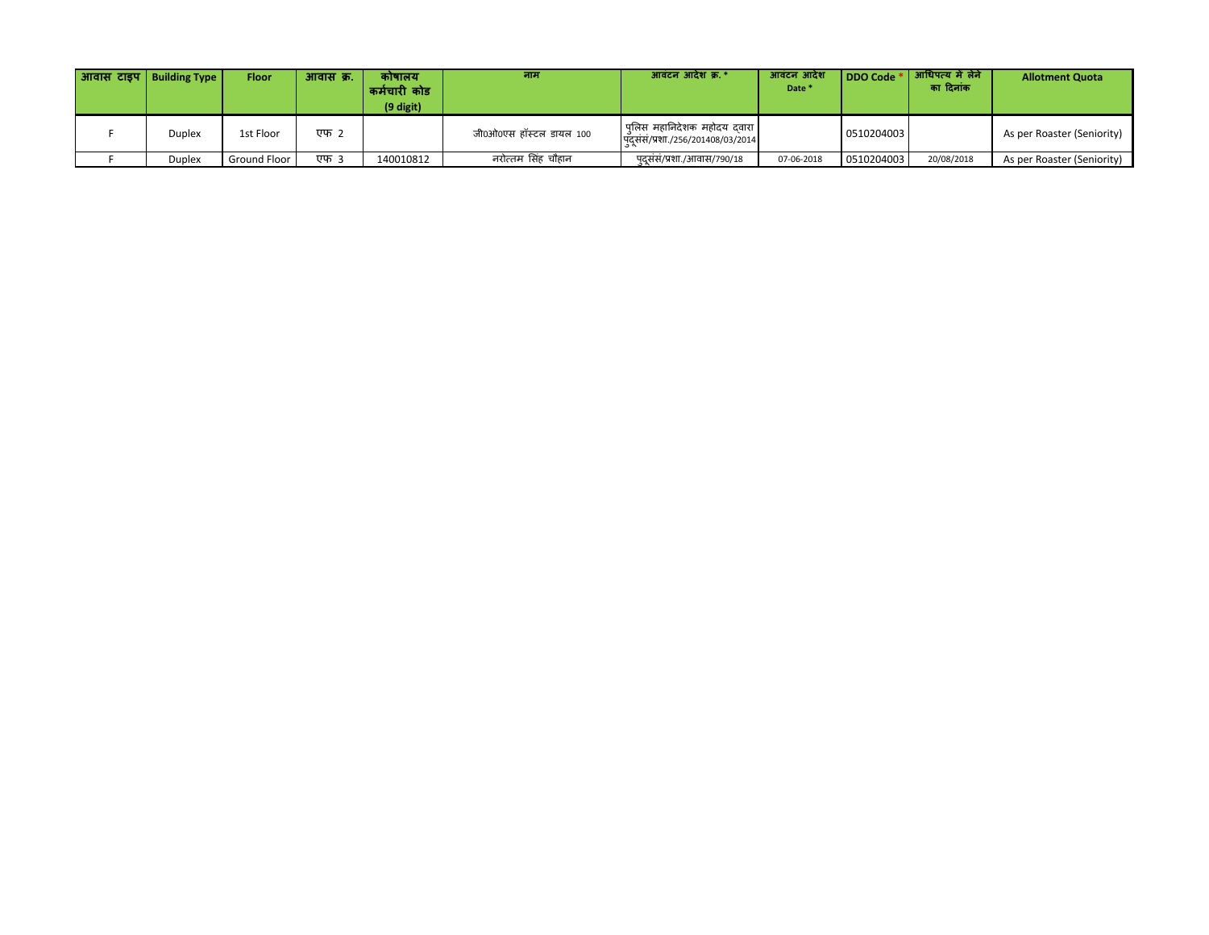| आवास टाइप | Building Type | Floor | आवास क्र. | कोषालय कर्मचारी कोड (9 digit) | नाम | आवटन आदेश क्र. * | आवटन आदेश Date * | DDO Code * | आधिपत्य में लेने का दिनांक | Allotment Quota |
|---|---|---|---|---|---|---|---|---|---|---|
| F | Duplex | 1st Floor | एफ 2 | | जी0ओ0एस हॉस्टल डायल 100 | पुलिस महानिदेशक महोदय द्वारा पुदूसंसं/प्रशा./256/201408/03/2014 | | 0510204003 | | As per Roaster (Seniority) |
| F | Duplex | Ground Floor | एफ 3 | 140010812 | नरोत्तम सिंह चौहान | पुदूसंसं/प्रशा./आवास/790/18 | 07-06-2018 | 0510204003 | 20/08/2018 | As per Roaster (Seniority) |